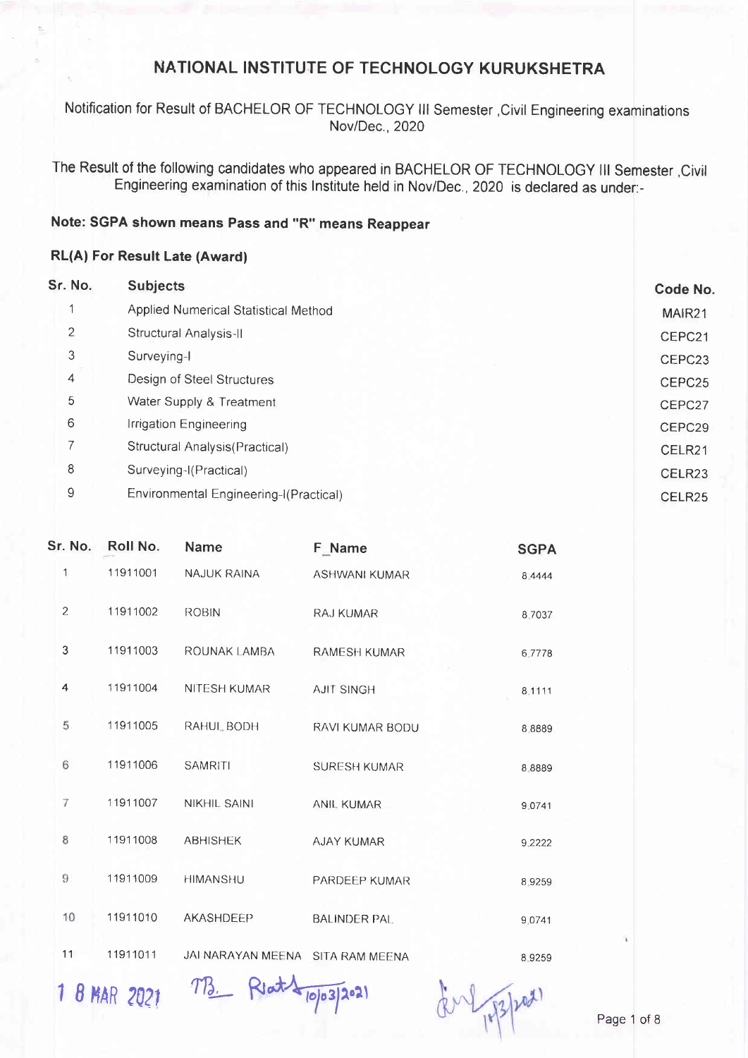# NATIONAL INSTITUTE OF TECHNOLOGY KURUKSHETRA

Notification for Result of BACHELOR OF TECHNOLOGY III Semester ,Civil Engineering examinations Nov/Dec., 2020

The Result of the following candidates who appeared in BACHELOR OF TECHNOLOGY III Semester ,Civil Engineering examination of this Institute held in Nov/Dec., 2020 is declared as under:-

**Note: SGPA shown means Pass and "R" means Reappear**

**RL(A) For Result Late (Award)**

| Sr. No. | Subjects | Code No. |
|---|---|---|
| 1 | Applied Numerical Statistical Method | MAIR21 |
| 2 | Structural Analysis-II | CEPC21 |
| 3 | Surveying-I | CEPC23 |
| 4 | Design of Steel Structures | CEPC25 |
| 5 | Water Supply & Treatment | CEPC27 |
| 6 | Irrigation Engineering | CEPC29 |
| 7 | Structural Analysis(Practical) | CELR21 |
| 8 | Surveying-I(Practical) | CELR23 |
| 9 | Environmental Engineering-I(Practical) | CELR25 |

| Sr. No. | Roll No. | Name | F_Name | SGPA |
|---|---|---|---|---|
| 1 | 11911001 | NAJUK RAINA | ASHWANI KUMAR | 8.4444 |
| 2 | 11911002 | ROBIN | RAJ KUMAR | 8.7037 |
| 3 | 11911003 | ROUNAK LAMBA | RAMESH KUMAR | 6.7778 |
| 4 | 11911004 | NITESH KUMAR | AJIT SINGH | 8.1111 |
| 5 | 11911005 | RAHUL BODH | RAVI KUMAR BODU | 8.8889 |
| 6 | 11911006 | SAMRITI | SURESH KUMAR | 8.8889 |
| 7 | 11911007 | NIKHIL SAINI | ANIL KUMAR | 9.0741 |
| 8 | 11911008 | ABHISHEK | AJAY KUMAR | 9.2222 |
| 9 | 11911009 | HIMANSHU | PARDEEP KUMAR | 8.9259 |
| 10 | 11911010 | AKASHDEEP | BALINDER PAL | 9.0741 |
| 11 | 11911011 | JAI NARAYAN MEENA | SITA RAM MEENA | 8.9259 |

18 MAR 2021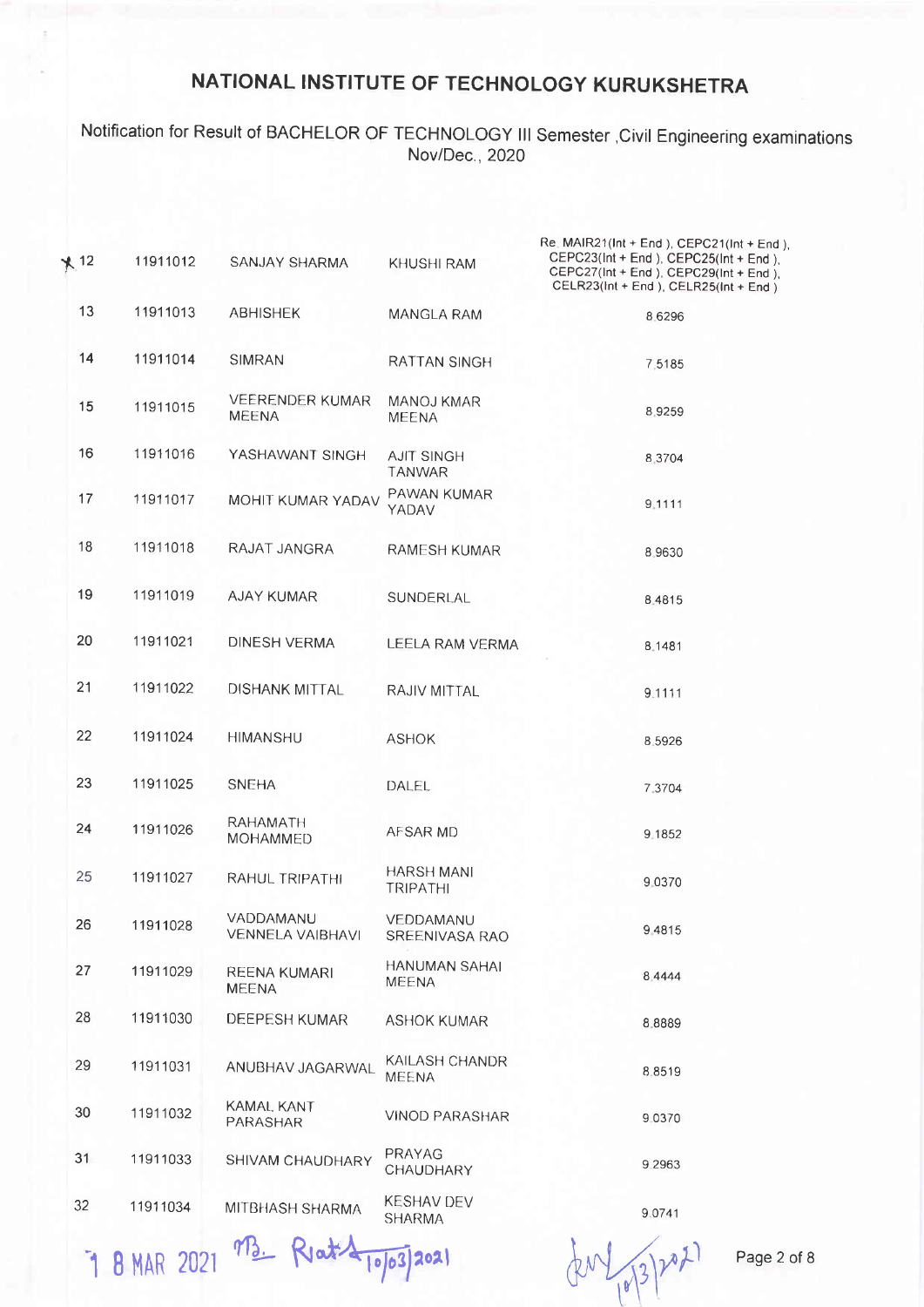# NATIONAL INSTITUTE OF TECHNOLOGY KURUKSHETRA

Notification for Result of BACHELOR OF TECHNOLOGY III Semester ,Civil Engineering examinations Nov/Dec., 2020

| | | | | |
|---|---|---|---|---|
| ✗ 12 | 11911012 | SANJAY SHARMA | KHUSHI RAM | Re. MAIR21(Int + End ), CEPC21(Int + End ), CEPC23(Int + End ), CEPC25(Int + End ), CEPC27(Int + End ), CEPC29(Int + End ), CELR23(Int + End ), CELR25(Int + End ) |
| 13 | 11911013 | ABHISHEK | MANGLA RAM | 8.6296 |
| 14 | 11911014 | SIMRAN | RATTAN SINGH | 7.5185 |
| 15 | 11911015 | VEERENDER KUMAR MEENA | MANOJ KMAR MEENA | 8.9259 |
| 16 | 11911016 | YASHAWANT SINGH | AJIT SINGH TANWAR | 8.3704 |
| 17 | 11911017 | MOHIT KUMAR YADAV | PAWAN KUMAR YADAV | 9.1111 |
| 18 | 11911018 | RAJAT JANGRA | RAMESH KUMAR | 8.9630 |
| 19 | 11911019 | AJAY KUMAR | SUNDERLAL | 8.4815 |
| 20 | 11911021 | DINESH VERMA | LEELA RAM VERMA | 8.1481 |
| 21 | 11911022 | DISHANK MITTAL | RAJIV MITTAL | 9.1111 |
| 22 | 11911024 | HIMANSHU | ASHOK | 8.5926 |
| 23 | 11911025 | SNEHA | DALEL | 7.3704 |
| 24 | 11911026 | RAHAMATH MOHAMMED | AFSAR MD | 9.1852 |
| 25 | 11911027 | RAHUL TRIPATHI | HARSH MANI TRIPATHI | 9.0370 |
| 26 | 11911028 | VADDAMANU VENNELA VAIBHAVI | VEDDAMANU SREENIVASA RAO | 9.4815 |
| 27 | 11911029 | REENA KUMARI MEENA | HANUMAN SAHAI MEENA | 8.4444 |
| 28 | 11911030 | DEEPESH KUMAR | ASHOK KUMAR | 8.8889 |
| 29 | 11911031 | ANUBHAV JAGARWAL | KAILASH CHANDR MEENA | 8.8519 |
| 30 | 11911032 | KAMAL KANT PARASHAR | VINOD PARASHAR | 9.0370 |
| 31 | 11911033 | SHIVAM CHAUDHARY | PRAYAG CHAUDHARY | 9.2963 |
| 32 | 11911034 | MITBHASH SHARMA | KESHAV DEV SHARMA | 9.0741 |

1 8 MAR 2021 10/03/2021 10/3/2021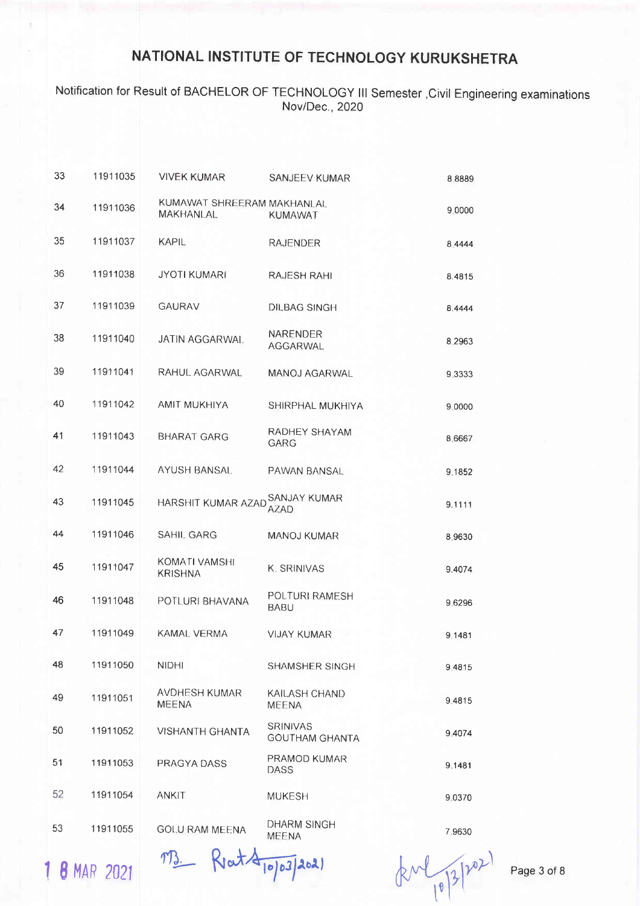# NATIONAL INSTITUTE OF TECHNOLOGY KURUKSHETRA

Notification for Result of BACHELOR OF TECHNOLOGY III Semester ,Civil Engineering examinations Nov/Dec., 2020

| | | | | |
|---|---|---|---|---|
| 33 | 11911035 | VIVEK KUMAR | SANJEEV KUMAR | 8.8889 |
| 34 | 11911036 | KUMAWAT SHREERAM MAKHANLAL | MAKHANLAL KUMAWAT | 9.0000 |
| 35 | 11911037 | KAPIL | RAJENDER | 8.4444 |
| 36 | 11911038 | JYOTI KUMARI | RAJESH RAHI | 8.4815 |
| 37 | 11911039 | GAURAV | DILBAG SINGH | 8.4444 |
| 38 | 11911040 | JATIN AGGARWAL | NARENDER AGGARWAL | 8.2963 |
| 39 | 11911041 | RAHUL AGARWAL | MANOJ AGARWAL | 9.3333 |
| 40 | 11911042 | AMIT MUKHIYA | SHIRPHAL MUKHIYA | 9.0000 |
| 41 | 11911043 | BHARAT GARG | RADHEY SHAYAM GARG | 8.6667 |
| 42 | 11911044 | AYUSH BANSAL | PAWAN BANSAL | 9.1852 |
| 43 | 11911045 | HARSHIT KUMAR AZAD | SANJAY KUMAR AZAD | 9.1111 |
| 44 | 11911046 | SAHIL GARG | MANOJ KUMAR | 8.9630 |
| 45 | 11911047 | KOMATI VAMSHI KRISHNA | K. SRINIVAS | 9.4074 |
| 46 | 11911048 | POTLURI BHAVANA | POLTURI RAMESH BABU | 9.6296 |
| 47 | 11911049 | KAMAL VERMA | VIJAY KUMAR | 9.1481 |
| 48 | 11911050 | NIDHI | SHAMSHER SINGH | 9.4815 |
| 49 | 11911051 | AVDHESH KUMAR MEENA | KAILASH CHAND MEENA | 9.4815 |
| 50 | 11911052 | VISHANTH GHANTA | SRINIVAS GOUTHAM GHANTA | 9.4074 |
| 51 | 11911053 | PRAGYA DASS | PRAMOD KUMAR DASS | 9.1481 |
| 52 | 11911054 | ANKIT | MUKESH | 9.0370 |
| 53 | 11911055 | GOLU RAM MEENA | DHARM SINGH MEENA | 7.9630 |

18 MAR 2021 &nbsp;&nbsp; 10/03/2021 &nbsp;&nbsp; 10/3/2021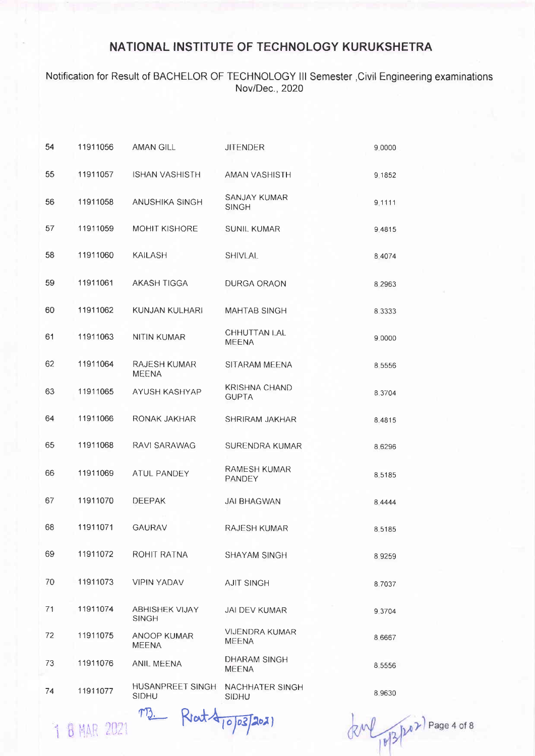# NATIONAL INSTITUTE OF TECHNOLOGY KURUKSHETRA

Notification for Result of BACHELOR OF TECHNOLOGY III Semester ,Civil Engineering examinations Nov/Dec., 2020

| | | | | |
|---|---|---|---|---|
| 54 | 11911056 | AMAN GILL | JITENDER | 9.0000 |
| 55 | 11911057 | ISHAN VASHISTH | AMAN VASHISTH | 9.1852 |
| 56 | 11911058 | ANUSHIKA SINGH | SANJAY KUMAR SINGH | 9.1111 |
| 57 | 11911059 | MOHIT KISHORE | SUNIL KUMAR | 9.4815 |
| 58 | 11911060 | KAILASH | SHIVLAL | 8.4074 |
| 59 | 11911061 | AKASH TIGGA | DURGA ORAON | 8.2963 |
| 60 | 11911062 | KUNJAN KULHARI | MAHTAB SINGH | 8.3333 |
| 61 | 11911063 | NITIN KUMAR | CHHUTTAN LAL MEENA | 9.0000 |
| 62 | 11911064 | RAJESH KUMAR MEENA | SITARAM MEENA | 8.5556 |
| 63 | 11911065 | AYUSH KASHYAP | KRISHNA CHAND GUPTA | 8.3704 |
| 64 | 11911066 | RONAK JAKHAR | SHRIRAM JAKHAR | 8.4815 |
| 65 | 11911068 | RAVI SARAWAG | SURENDRA KUMAR | 8.6296 |
| 66 | 11911069 | ATUL PANDEY | RAMESH KUMAR PANDEY | 8.5185 |
| 67 | 11911070 | DEEPAK | JAI BHAGWAN | 8.4444 |
| 68 | 11911071 | GAURAV | RAJESH KUMAR | 8.5185 |
| 69 | 11911072 | ROHIT RATNA | SHAYAM SINGH | 8.9259 |
| 70 | 11911073 | VIPIN YADAV | AJIT SINGH | 8.7037 |
| 71 | 11911074 | ABHISHEK VIJAY SINGH | JAI DEV KUMAR | 9.3704 |
| 72 | 11911075 | ANOOP KUMAR MEENA | VIJENDRA KUMAR MEENA | 8.6667 |
| 73 | 11911076 | ANIL MEENA | DHARAM SINGH MEENA | 8.5556 |
| 74 | 11911077 | HUSANPREET SINGH SIDHU | NACHHATER SINGH SIDHU | 8.9630 |

18 MAR 2021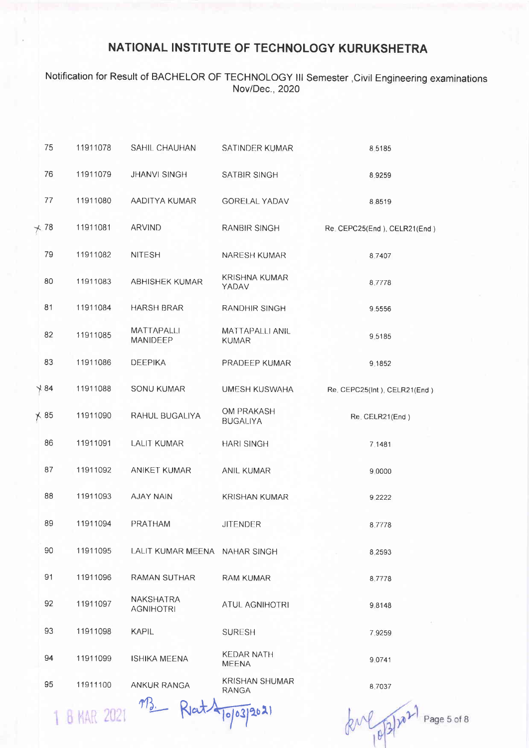# NATIONAL INSTITUTE OF TECHNOLOGY KURUKSHETRA

Notification for Result of BACHELOR OF TECHNOLOGY III Semester ,Civil Engineering examinations Nov/Dec., 2020

| | | | | |
|---|---|---|---|---|
| 75 | 11911078 | SAHIL CHAUHAN | SATINDER KUMAR | 8.5185 |
| 76 | 11911079 | JHANVI SINGH | SATBIR SINGH | 8.9259 |
| 77 | 11911080 | AADITYA KUMAR | GORELAL YADAV | 8.8519 |
| 78 | 11911081 | ARVIND | RANBIR SINGH | Re. CEPC25(End ), CELR21(End ) |
| 79 | 11911082 | NITESH | NARESH KUMAR | 8.7407 |
| 80 | 11911083 | ABHISHEK KUMAR | KRISHNA KUMAR YADAV | 8.7778 |
| 81 | 11911084 | HARSH BRAR | RANDHIR SINGH | 9.5556 |
| 82 | 11911085 | MATTAPALLI MANIDEEP | MATTAPALLI ANIL KUMAR | 9.5185 |
| 83 | 11911086 | DEEPIKA | PRADEEP KUMAR | 9.1852 |
| 84 | 11911088 | SONU KUMAR | UMESH KUSWAHA | Re. CEPC25(Int ), CELR21(End ) |
| 85 | 11911090 | RAHUL BUGALIYA | OM PRAKASH BUGALIYA | Re. CELR21(End ) |
| 86 | 11911091 | LALIT KUMAR | HARI SINGH | 7.1481 |
| 87 | 11911092 | ANIKET KUMAR | ANIL KUMAR | 9.0000 |
| 88 | 11911093 | AJAY NAIN | KRISHAN KUMAR | 9.2222 |
| 89 | 11911094 | PRATHAM | JITENDER | 8.7778 |
| 90 | 11911095 | LALIT KUMAR MEENA | NAHAR SINGH | 8.2593 |
| 91 | 11911096 | RAMAN SUTHAR | RAM KUMAR | 8.7778 |
| 92 | 11911097 | NAKSHATRA AGNIHOTRI | ATUL AGNIHOTRI | 9.8148 |
| 93 | 11911098 | KAPIL | SURESH | 7.9259 |
| 94 | 11911099 | ISHIKA MEENA | KEDAR NATH MEENA | 9.0741 |
| 95 | 11911100 | ANKUR RANGA | KRISHAN SHUMAR RANGA | 8.7037 |

18 MAR 2021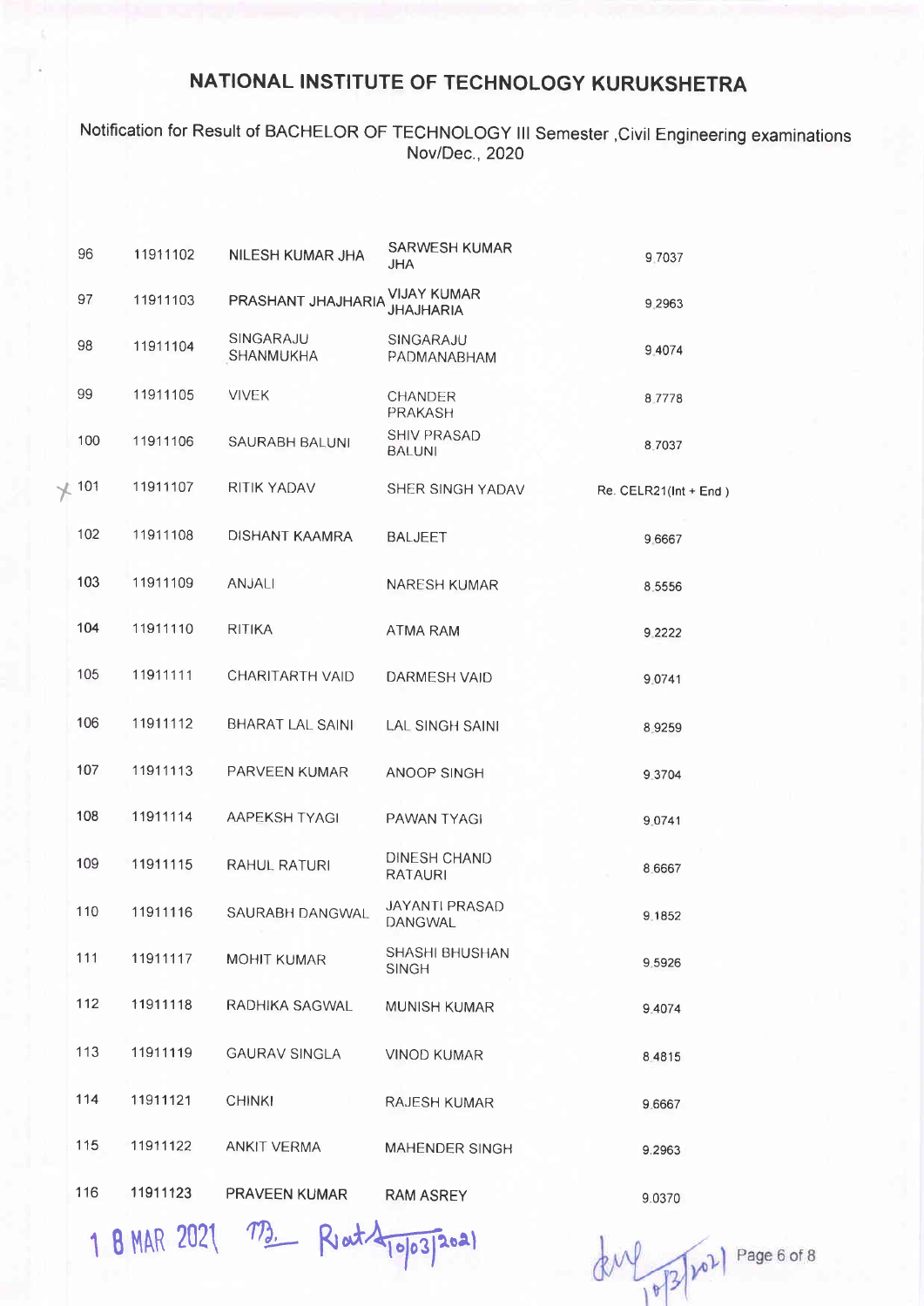# NATIONAL INSTITUTE OF TECHNOLOGY KURUKSHETRA

Notification for Result of BACHELOR OF TECHNOLOGY III Semester ,Civil Engineering examinations Nov/Dec., 2020

| | | | | |
|---|---|---|---|---|
| 96 | 11911102 | NILESH KUMAR JHA | SARWESH KUMAR JHA | 9.7037 |
| 97 | 11911103 | PRASHANT JHAJHARIA | VIJAY KUMAR JHAJHARIA | 9.2963 |
| 98 | 11911104 | SINGARAJU SHANMUKHA | SINGARAJU PADMANABHAM | 9.4074 |
| 99 | 11911105 | VIVEK | CHANDER PRAKASH | 8.7778 |
| 100 | 11911106 | SAURABH BALUNI | SHIV PRASAD BALUNI | 8.7037 |
| 101 | 11911107 | RITIK YADAV | SHER SINGH YADAV | Re. CELR21(Int + End ) |
| 102 | 11911108 | DISHANT KAAMRA | BALJEET | 9.6667 |
| 103 | 11911109 | ANJALI | NARESH KUMAR | 8.5556 |
| 104 | 11911110 | RITIKA | ATMA RAM | 9.2222 |
| 105 | 11911111 | CHARITARTH VAID | DARMESH VAID | 9.0741 |
| 106 | 11911112 | BHARAT LAL SAINI | LAL SINGH SAINI | 8.9259 |
| 107 | 11911113 | PARVEEN KUMAR | ANOOP SINGH | 9.3704 |
| 108 | 11911114 | AAPEKSH TYAGI | PAWAN TYAGI | 9.0741 |
| 109 | 11911115 | RAHUL RATURI | DINESH CHAND RATAURI | 8.6667 |
| 110 | 11911116 | SAURABH DANGWAL | JAYANTI PRASAD DANGWAL | 9.1852 |
| 111 | 11911117 | MOHIT KUMAR | SHASHI BHUSHAN SINGH | 9.5926 |
| 112 | 11911118 | RADHIKA SAGWAL | MUNISH KUMAR | 9.4074 |
| 113 | 11911119 | GAURAV SINGLA | VINOD KUMAR | 8.4815 |
| 114 | 11911121 | CHINKI | RAJESH KUMAR | 9.6667 |
| 115 | 11911122 | ANKIT VERMA | MAHENDER SINGH | 9.2963 |
| 116 | 11911123 | PRAVEEN KUMAR | RAM ASREY | 9.0370 |

18 MAR 2021 10/03/2021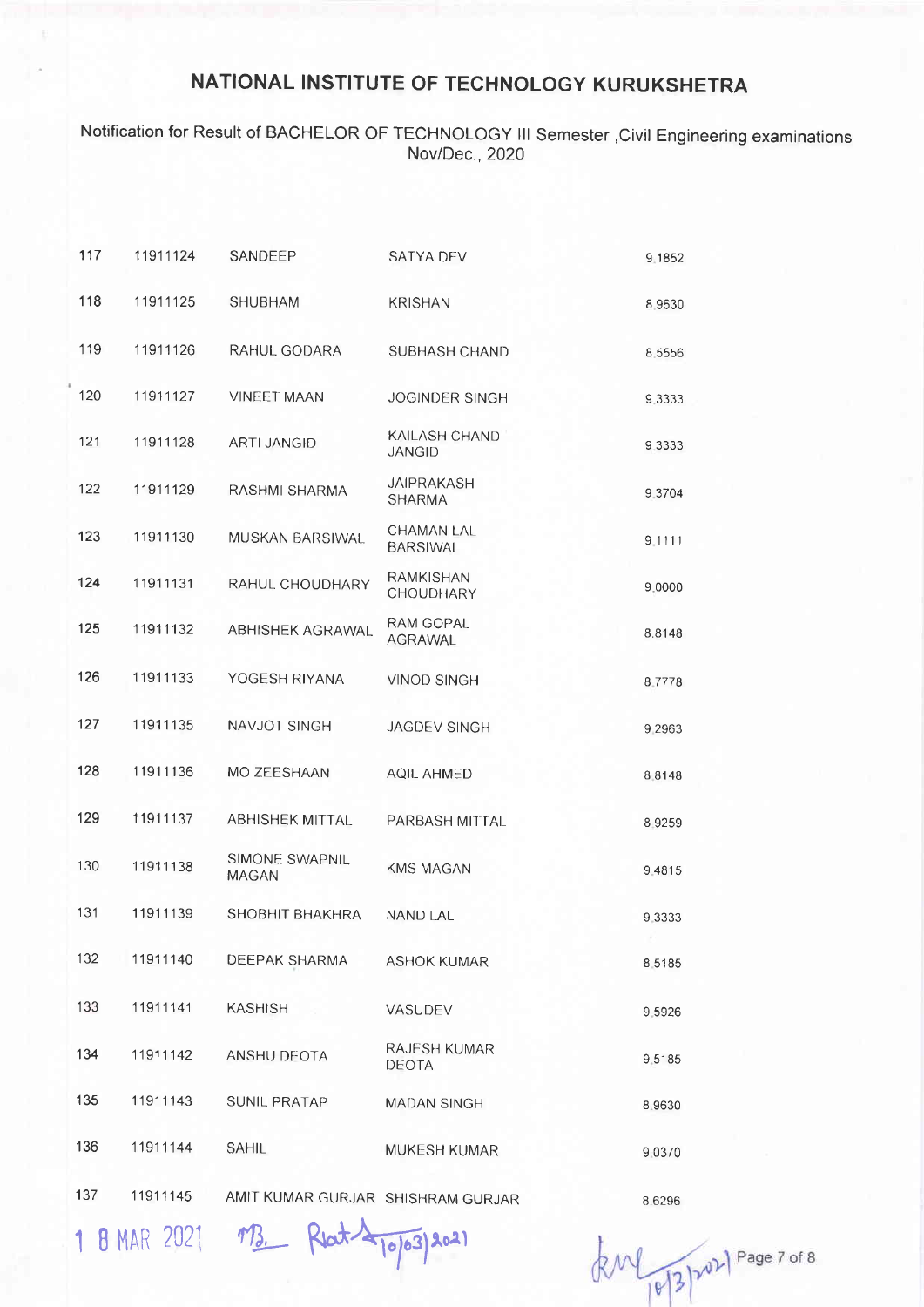# NATIONAL INSTITUTE OF TECHNOLOGY KURUKSHETRA

Notification for Result of BACHELOR OF TECHNOLOGY III Semester ,Civil Engineering examinations Nov/Dec., 2020

| | | | | |
|---|---|---|---|---|
| 117 | 11911124 | SANDEEP | SATYA DEV | 9.1852 |
| 118 | 11911125 | SHUBHAM | KRISHAN | 8.9630 |
| 119 | 11911126 | RAHUL GODARA | SUBHASH CHAND | 8.5556 |
| 120 | 11911127 | VINEET MAAN | JOGINDER SINGH | 9.3333 |
| 121 | 11911128 | ARTI JANGID | KAILASH CHAND JANGID | 9.3333 |
| 122 | 11911129 | RASHMI SHARMA | JAIPRAKASH SHARMA | 9.3704 |
| 123 | 11911130 | MUSKAN BARSIWAL | CHAMAN LAL BARSIWAL | 9.1111 |
| 124 | 11911131 | RAHUL CHOUDHARY | RAMKISHAN CHOUDHARY | 9.0000 |
| 125 | 11911132 | ABHISHEK AGRAWAL | RAM GOPAL AGRAWAL | 8.8148 |
| 126 | 11911133 | YOGESH RIYANA | VINOD SINGH | 8.7778 |
| 127 | 11911135 | NAVJOT SINGH | JAGDEV SINGH | 9.2963 |
| 128 | 11911136 | MO ZEESHAAN | AQIL AHMED | 8.8148 |
| 129 | 11911137 | ABHISHEK MITTAL | PARBASH MITTAL | 8.9259 |
| 130 | 11911138 | SIMONE SWAPNIL MAGAN | KMS MAGAN | 9.4815 |
| 131 | 11911139 | SHOBHIT BHAKHRA | NAND LAL | 9.3333 |
| 132 | 11911140 | DEEPAK SHARMA | ASHOK KUMAR | 8.5185 |
| 133 | 11911141 | KASHISH | VASUDEV | 9.5926 |
| 134 | 11911142 | ANSHU DEOTA | RAJESH KUMAR DEOTA | 9.5185 |
| 135 | 11911143 | SUNIL PRATAP | MADAN SINGH | 8.9630 |
| 136 | 11911144 | SAHIL | MUKESH KUMAR | 9.0370 |
| 137 | 11911145 | AMIT KUMAR GURJAR | SHISHRAM GURJAR | 8.6296 |

1 8 MAR 2021 10/03/2021 10/3/2021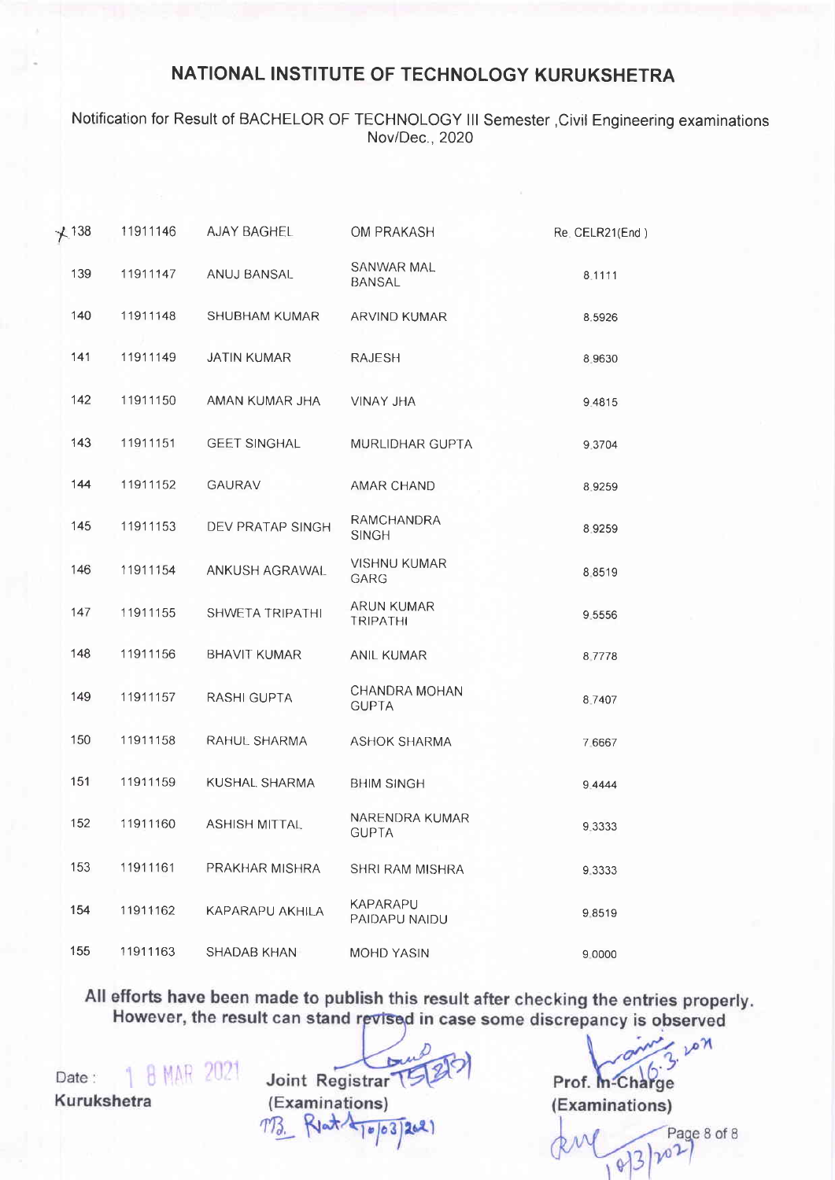# NATIONAL INSTITUTE OF TECHNOLOGY KURUKSHETRA

Notification for Result of BACHELOR OF TECHNOLOGY III Semester ,Civil Engineering examinations Nov/Dec., 2020

| | | | | |
|---|---|---|---|---|
| ✗138 | 11911146 | AJAY BAGHEL | OM PRAKASH | Re. CELR21(End ) |
| 139 | 11911147 | ANUJ BANSAL | SANWAR MAL BANSAL | 8.1111 |
| 140 | 11911148 | SHUBHAM KUMAR | ARVIND KUMAR | 8.5926 |
| 141 | 11911149 | JATIN KUMAR | RAJESH | 8.9630 |
| 142 | 11911150 | AMAN KUMAR JHA | VINAY JHA | 9.4815 |
| 143 | 11911151 | GEET SINGHAL | MURLIDHAR GUPTA | 9.3704 |
| 144 | 11911152 | GAURAV | AMAR CHAND | 8.9259 |
| 145 | 11911153 | DEV PRATAP SINGH | RAMCHANDRA SINGH | 8.9259 |
| 146 | 11911154 | ANKUSH AGRAWAL | VISHNU KUMAR GARG | 8.8519 |
| 147 | 11911155 | SHWETA TRIPATHI | ARUN KUMAR TRIPATHI | 9.5556 |
| 148 | 11911156 | BHAVIT KUMAR | ANIL KUMAR | 8.7778 |
| 149 | 11911157 | RASHI GUPTA | CHANDRA MOHAN GUPTA | 8.7407 |
| 150 | 11911158 | RAHUL SHARMA | ASHOK SHARMA | 7.6667 |
| 151 | 11911159 | KUSHAL SHARMA | BHIM SINGH | 9.4444 |
| 152 | 11911160 | ASHISH MITTAL | NARENDRA KUMAR GUPTA | 9.3333 |
| 153 | 11911161 | PRAKHAR MISHRA | SHRI RAM MISHRA | 9.3333 |
| 154 | 11911162 | KAPARAPU AKHILA | KAPARAPU PAIDAPU NAIDU | 9.8519 |
| 155 | 11911163 | SHADAB KHAN | MOHD YASIN | 9.0000 |

**All efforts have been made to publish this result after checking the entries properly. However, the result can stand revised in case some discrepancy is observed**

Date : 18 MAR 2021
**Kurukshetra**

**Joint Registrar (Examinations)**

**Prof. In-Charge (Examinations)**